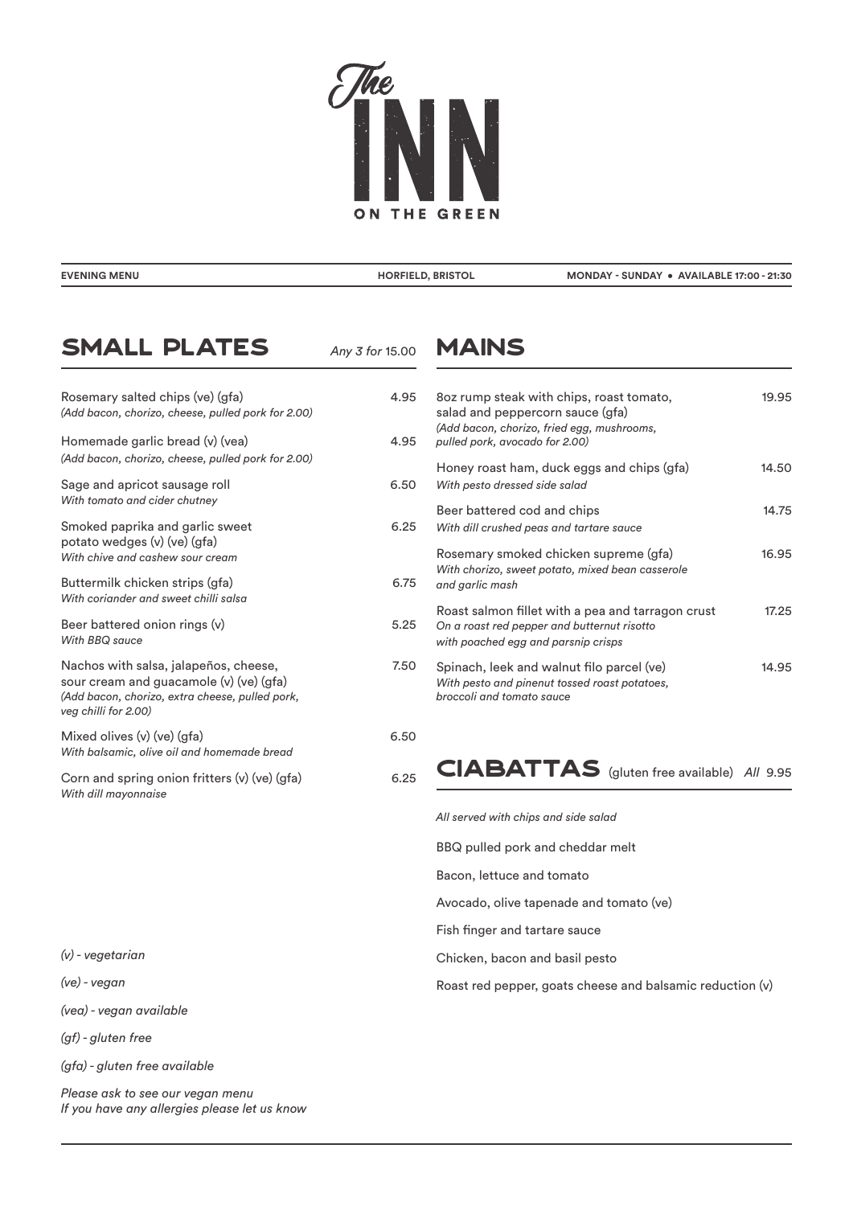# The INN ON THE GREEN

**EVENING MENU** | **HORFIELD, BRISTOL** | **MONDAY - SUNDAY • AVAILABLE 17:00 - 21:30**

## SMALL PLATES

*Any 3 for* 15.00

| Item | Price |
|---|---|
| Rosemary salted chips (ve) (gfa)<br>*(Add bacon, chorizo, cheese, pulled pork for 2.00)* | 4.95 |
| Homemade garlic bread (v) (vea)<br>*(Add bacon, chorizo, cheese, pulled pork for 2.00)* | 4.95 |
| Sage and apricot sausage roll<br>*With tomato and cider chutney* | 6.50 |
| Smoked paprika and garlic sweet potato wedges (v) (ve) (gfa)<br>*With chive and cashew sour cream* | 6.25 |
| Buttermilk chicken strips (gfa)<br>*With coriander and sweet chilli salsa* | 6.75 |
| Beer battered onion rings (v)<br>*With BBQ sauce* | 5.25 |
| Nachos with salsa, jalapeños, cheese, sour cream and guacamole (v) (ve) (gfa)<br>*(Add bacon, chorizo, extra cheese, pulled pork, veg chilli for 2.00)* | 7.50 |
| Mixed olives (v) (ve) (gfa)<br>*With balsamic, olive oil and homemade bread* | 6.50 |
| Corn and spring onion fritters (v) (ve) (gfa)<br>*With dill mayonnaise* | 6.25 |

## MAINS

| Item | Price |
|---|---|
| 8oz rump steak with chips, roast tomato, salad and peppercorn sauce (gfa)<br>*(Add bacon, chorizo, fried egg, mushrooms, pulled pork, avocado for 2.00)* | 19.95 |
| Honey roast ham, duck eggs and chips (gfa)<br>*With pesto dressed side salad* | 14.50 |
| Beer battered cod and chips<br>*With dill crushed peas and tartare sauce* | 14.75 |
| Rosemary smoked chicken supreme (gfa)<br>*With chorizo, sweet potato, mixed bean casserole and garlic mash* | 16.95 |
| Roast salmon fillet with a pea and tarragon crust<br>*On a roast red pepper and butternut risotto with poached egg and parsnip crisps* | 17.25 |
| Spinach, leek and walnut filo parcel (ve)<br>*With pesto and pinenut tossed roast potatoes, broccoli and tomato sauce* | 14.95 |

## CIABATTAS (gluten free available) *All* 9.95

*All served with chips and side salad*

- BBQ pulled pork and cheddar melt
- Bacon, lettuce and tomato
- Avocado, olive tapenade and tomato (ve)
- Fish finger and tartare sauce
- Chicken, bacon and basil pesto
- Roast red pepper, goats cheese and balsamic reduction (v)

*(v) - vegetarian*

*(ve) - vegan*

*(vea) - vegan available*

*(gf) - gluten free*

*(gfa) - gluten free available*

*Please ask to see our vegan menu*
*If you have any allergies please let us know*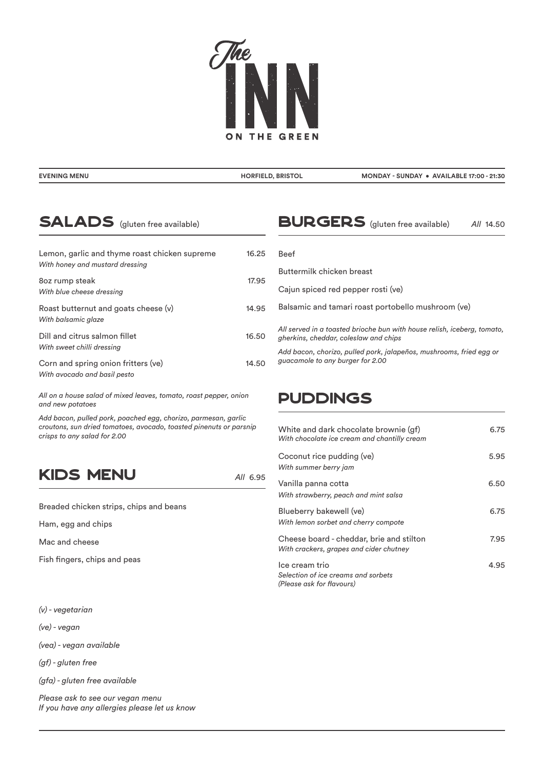# The INN ON THE GREEN

**EVENING MENU** | **HORFIELD, BRISTOL** | **MONDAY - SUNDAY • AVAILABLE 17:00 - 21:30**

## SALADS (gluten free available)

| | |
|---|---|
| Lemon, garlic and thyme roast chicken supreme<br>*With honey and mustard dressing* | 16.25 |
| 8oz rump steak<br>*With blue cheese dressing* | 17.95 |
| Roast butternut and goats cheese (v)<br>*With balsamic glaze* | 14.95 |
| Dill and citrus salmon fillet<br>*With sweet chilli dressing* | 16.50 |
| Corn and spring onion fritters (ve)<br>*With avocado and basil pesto* | 14.50 |

*All on a house salad of mixed leaves, tomato, roast pepper, onion and new potatoes*

*Add bacon, pulled pork, poached egg, chorizo, parmesan, garlic croutons, sun dried tomatoes, avocado, toasted pinenuts or parsnip crisps to any salad for 2.00*

## KIDS MENU *All* 6.95

Breaded chicken strips, chips and beans

Ham, egg and chips

Mac and cheese

Fish fingers, chips and peas

## BURGERS (gluten free available) *All* 14.50

Beef

Buttermilk chicken breast

Cajun spiced red pepper rosti (ve)

Balsamic and tamari roast portobello mushroom (ve)

*All served in a toasted brioche bun with house relish, iceberg, tomato, gherkins, cheddar, coleslaw and chips*

*Add bacon, chorizo, pulled pork, jalapeños, mushrooms, fried egg or guacamole to any burger for 2.00*

## PUDDINGS

| | |
|---|---|
| White and dark chocolate brownie (gf)<br>*With chocolate ice cream and chantilly cream* | 6.75 |
| Coconut rice pudding (ve)<br>*With summer berry jam* | 5.95 |
| Vanilla panna cotta<br>*With strawberry, peach and mint salsa* | 6.50 |
| Blueberry bakewell (ve)<br>*With lemon sorbet and cherry compote* | 6.75 |
| Cheese board - cheddar, brie and stilton<br>*With crackers, grapes and cider chutney* | 7.95 |
| Ice cream trio<br>*Selection of ice creams and sorbets (Please ask for flavours)* | 4.95 |

*(v) - vegetarian*

*(ve) - vegan*

*(vea) - vegan available*

*(gf) - gluten free*

*(gfa) - gluten free available*

*Please ask to see our vegan menu*
*If you have any allergies please let us know*